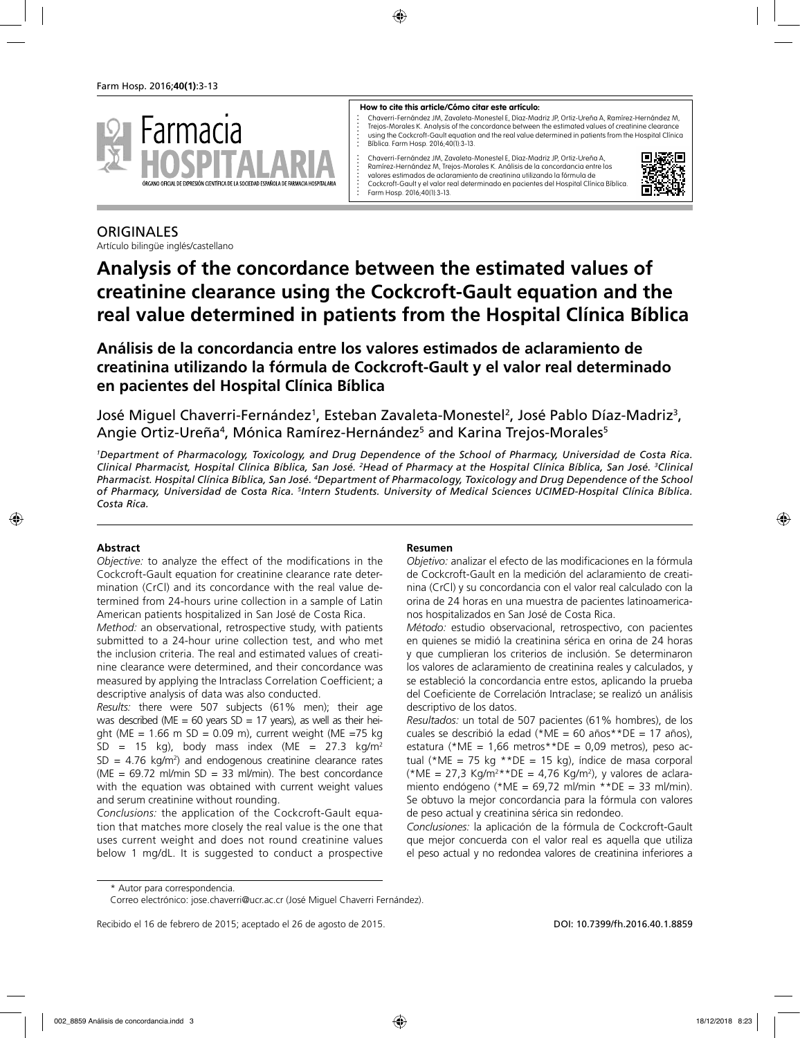**How to cite this article/Cómo citar este artículo:**

Chaverri-Fernández JM, Zavaleta-Monestel E, Díaz-Madriz JP, Ortiz-Ureña A, Ramírez-Hernández M, Trejos-Morales K. Analysis of the concordance between the estimated values of creatinine clearance using the Cockcroft-Gault equation and the real value determined in patients from the Hospital Clínica Bíblica. Farm Hosp. 2016;40(1):3-13.

Chaverri-Fernández JM, Zavaleta-Monestel E, Díaz-Madriz JP, Ortiz-Ureña A, Ramírez-Hernández M, Trejos-Morales K. Análisis de la concordancia entre los valores estimados de aclaramiento de creatinina utilizando la fórmula de Cockcroft-Gault y el valor real determinado en pacientes del Hospital Clínica Bíblica. Farm Hosp. 2016;40(1):3-13.

ORIGINALES

Artículo bilingüe inglés/castellano

# Analysis of the concordance between the estimated values of creatinine clearance using the Cockcroft-Gault equation and the real value determined in patients from the Hospital Clínica Bíblica

## Análisis de la concordancia entre los valores estimados de aclaramiento de creatinina utilizando la fórmula de Cockcroft-Gault y el valor real determinado en pacientes del Hospital Clínica Bíblica

José Miguel Chaverri-Fernández[1], Esteban Zavaleta-Monestel[2], José Pablo Díaz-Madriz[3], Angie Ortiz-Ureña[4], Mónica Ramírez-Hernández[5] and Karina Trejos-Morales[5]

*[1]Department of Pharmacology, Toxicology, and Drug Dependence of the School of Pharmacy, Universidad de Costa Rica. Clinical Pharmacist, Hospital Clínica Bíblica, San José. [2]Head of Pharmacy at the Hospital Clínica Bíblica, San José. [3]Clinical Pharmacist. Hospital Clínica Bíblica, San José. [4]Department of Pharmacology, Toxicology and Drug Dependence of the School of Pharmacy, Universidad de Costa Rica. [5]Intern Students. University of Medical Sciences UCIMED-Hospital Clínica Bíblica. Costa Rica.*

### Abstract

*Objective:* to analyze the effect of the modifications in the Cockcroft-Gault equation for creatinine clearance rate determination (CrCl) and its concordance with the real value determined from 24-hours urine collection in a sample of Latin American patients hospitalized in San José de Costa Rica.

*Method:* an observational, retrospective study, with patients submitted to a 24-hour urine collection test, and who met the inclusion criteria. The real and estimated values of creatinine clearance were determined, and their concordance was measured by applying the Intraclass Correlation Coefficient; a descriptive analysis of data was also conducted.

*Results:* there were 507 subjects (61% men); their age was described (ME = 60 years SD = 17 years), as well as their height (ME = 1.66 m SD = 0.09 m), current weight (ME =75 kg SD = 15 kg), body mass index (ME = 27.3 kg/m$^2$ SD = 4.76 kg/m$^2$) and endogenous creatinine clearance rates (ME = 69.72 ml/min SD = 33 ml/min). The best concordance with the equation was obtained with current weight values and serum creatinine without rounding.

*Conclusions:* the application of the Cockcroft-Gault equation that matches more closely the real value is the one that uses current weight and does not round creatinine values below 1 mg/dL. It is suggested to conduct a prospective

### Resumen

*Objetivo:* analizar el efecto de las modificaciones en la fórmula de Cockcroft-Gault en la medición del aclaramiento de creatinina (CrCl) y su concordancia con el valor real calculado con la orina de 24 horas en una muestra de pacientes latinoamericanos hospitalizados en San José de Costa Rica.

*Método:* estudio observacional, retrospectivo, con pacientes en quienes se midió la creatinina sérica en orina de 24 horas y que cumplieran los criterios de inclusión. Se determinaron los valores de aclaramiento de creatinina reales y calculados, y se estableció la concordancia entre estos, aplicando la prueba del Coeficiente de Correlación Intraclase; se realizó un análisis descriptivo de los datos.

*Resultados:* un total de 507 pacientes (61% hombres), de los cuales se describió la edad (*ME = 60 años**DE = 17 años), estatura (*ME = 1,66 metros**DE = 0,09 metros), peso actual (*ME = 75 kg **DE = 15 kg), índice de masa corporal (*ME = 27,3 Kg/m$^2$**DE = 4,76 Kg/m$^2$), y valores de aclaramiento endógeno (*ME = 69,72 ml/min **DE = 33 ml/min). Se obtuvo la mejor concordancia para la fórmula con valores de peso actual y creatinina sérica sin redondeo.

*Conclusiones:* la aplicación de la fórmula de Cockcroft-Gault que mejor concuerda con el valor real es aquella que utiliza el peso actual y no redondea valores de creatinina inferiores a

\* Autor para correspondencia.

Correo electrónico: jose.chaverri@ucr.ac.cr (José Miguel Chaverri Fernández).

Recibido el 16 de febrero de 2015; aceptado el 26 de agosto de 2015.

DOI: 10.7399/fh.2016.40.1.8859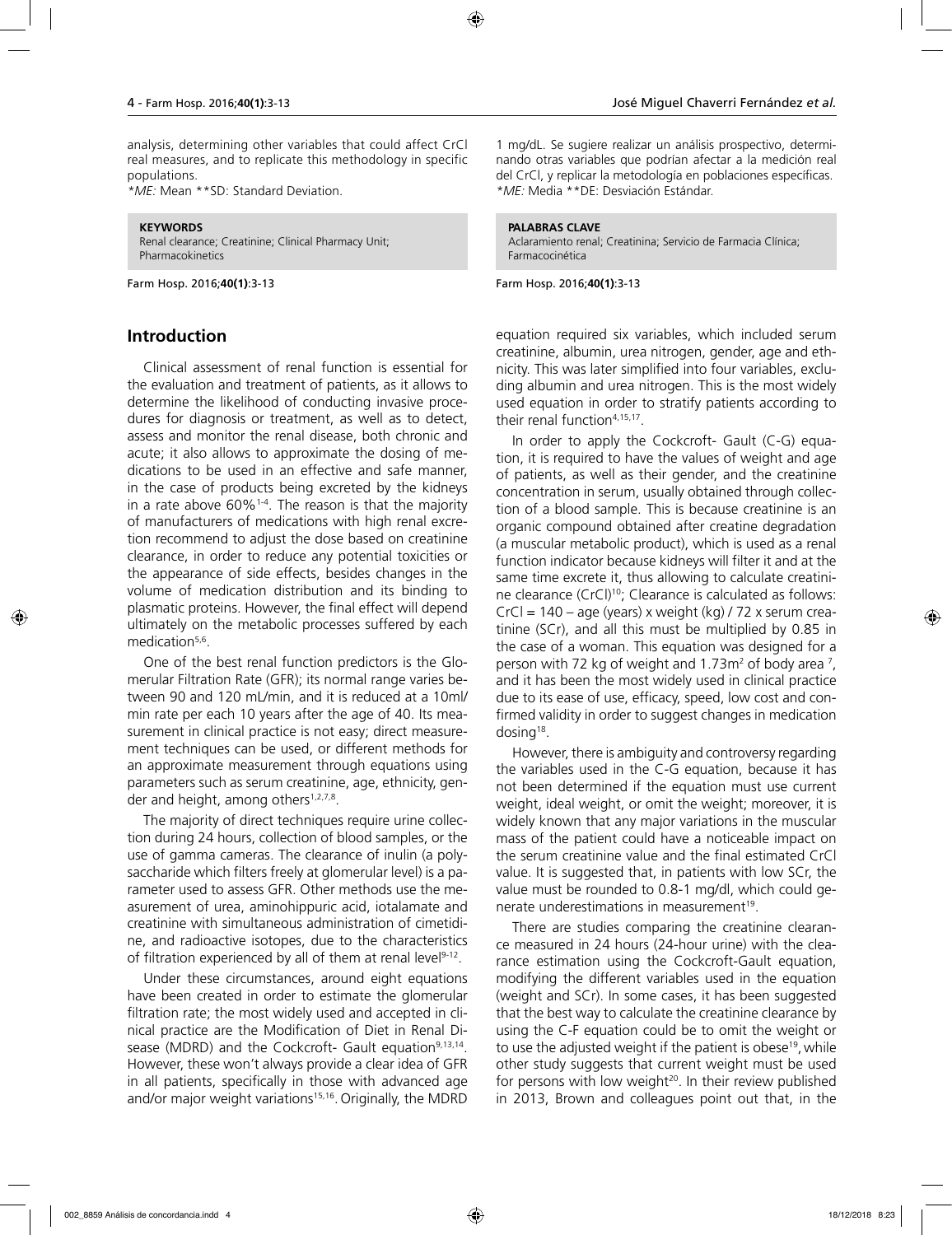analysis, determining other variables that could affect CrCl real measures, and to replicate this methodology in specific populations.

*ME:* Mean **SD: Standard Deviation.

**KEYWORDS**
Renal clearance; Creatinine; Clinical Pharmacy Unit; Pharmacokinetics

1 mg/dL. Se sugiere realizar un análisis prospectivo, determinando otras variables que podrían afectar a la medición real del CrCl, y replicar la metodología en poblaciones específicas.

*ME:* Media **DE: Desviación Estándar.

**PALABRAS CLAVE**
Aclaramiento renal; Creatinina; Servicio de Farmacia Clínica; Farmacocinética

## Introduction

Clinical assessment of renal function is essential for the evaluation and treatment of patients, as it allows to determine the likelihood of conducting invasive procedures for diagnosis or treatment, as well as to detect, assess and monitor the renal disease, both chronic and acute; it also allows to approximate the dosing of medications to be used in an effective and safe manner, in the case of products being excreted by the kidneys in a rate above 60%[1-4]. The reason is that the majority of manufacturers of medications with high renal excretion recommend to adjust the dose based on creatinine clearance, in order to reduce any potential toxicities or the appearance of side effects, besides changes in the volume of medication distribution and its binding to plasmatic proteins. However, the final effect will depend ultimately on the metabolic processes suffered by each medication[5,6].

One of the best renal function predictors is the Glomerular Filtration Rate (GFR); its normal range varies between 90 and 120 mL/min, and it is reduced at a 10ml/min rate per each 10 years after the age of 40. Its measurement in clinical practice is not easy; direct measurement techniques can be used, or different methods for an approximate measurement through equations using parameters such as serum creatinine, age, ethnicity, gender and height, among others[1,2,7,8].

The majority of direct techniques require urine collection during 24 hours, collection of blood samples, or the use of gamma cameras. The clearance of inulin (a polysaccharide which filters freely at glomerular level) is a parameter used to assess GFR. Other methods use the measurement of urea, aminohippuric acid, iotalamate and creatinine with simultaneous administration of cimetidine, and radioactive isotopes, due to the characteristics of filtration experienced by all of them at renal level[9-12].

Under these circumstances, around eight equations have been created in order to estimate the glomerular filtration rate; the most widely used and accepted in clinical practice are the Modification of Diet in Renal Disease (MDRD) and the Cockcroft- Gault equation[9,13,14]. However, these won't always provide a clear idea of GFR in all patients, specifically in those with advanced age and/or major weight variations[15,16]. Originally, the MDRD equation required six variables, which included serum creatinine, albumin, urea nitrogen, gender, age and ethnicity. This was later simplified into four variables, excluding albumin and urea nitrogen. This is the most widely used equation in order to stratify patients according to their renal function[4,15,17].

In order to apply the Cockcroft- Gault (C-G) equation, it is required to have the values of weight and age of patients, as well as their gender, and the creatinine concentration in serum, usually obtained through collection of a blood sample. This is because creatinine is an organic compound obtained after creatine degradation (a muscular metabolic product), which is used as a renal function indicator because kidneys will filter it and at the same time excrete it, thus allowing to calculate creatinine clearance (CrCl)[10]; Clearance is calculated as follows: CrCl = 140 – age (years) x weight (kg) / 72 x serum creatinine (SCr), and all this must be multiplied by 0.85 in the case of a woman. This equation was designed for a person with 72 kg of weight and 1.73m$^2$ of body area [7], and it has been the most widely used in clinical practice due to its ease of use, efficacy, speed, low cost and confirmed validity in order to suggest changes in medication dosing[18].

However, there is ambiguity and controversy regarding the variables used in the C-G equation, because it has not been determined if the equation must use current weight, ideal weight, or omit the weight; moreover, it is widely known that any major variations in the muscular mass of the patient could have a noticeable impact on the serum creatinine value and the final estimated CrCl value. It is suggested that, in patients with low SCr, the value must be rounded to 0.8-1 mg/dl, which could generate underestimations in measurement[19].

There are studies comparing the creatinine clearance measured in 24 hours (24-hour urine) with the clearance estimation using the Cockcroft-Gault equation, modifying the different variables used in the equation (weight and SCr). In some cases, it has been suggested that the best way to calculate the creatinine clearance by using the C-F equation could be to omit the weight or to use the adjusted weight if the patient is obese[19], while other study suggests that current weight must be used for persons with low weight[20]. In their review published in 2013, Brown and colleagues point out that, in the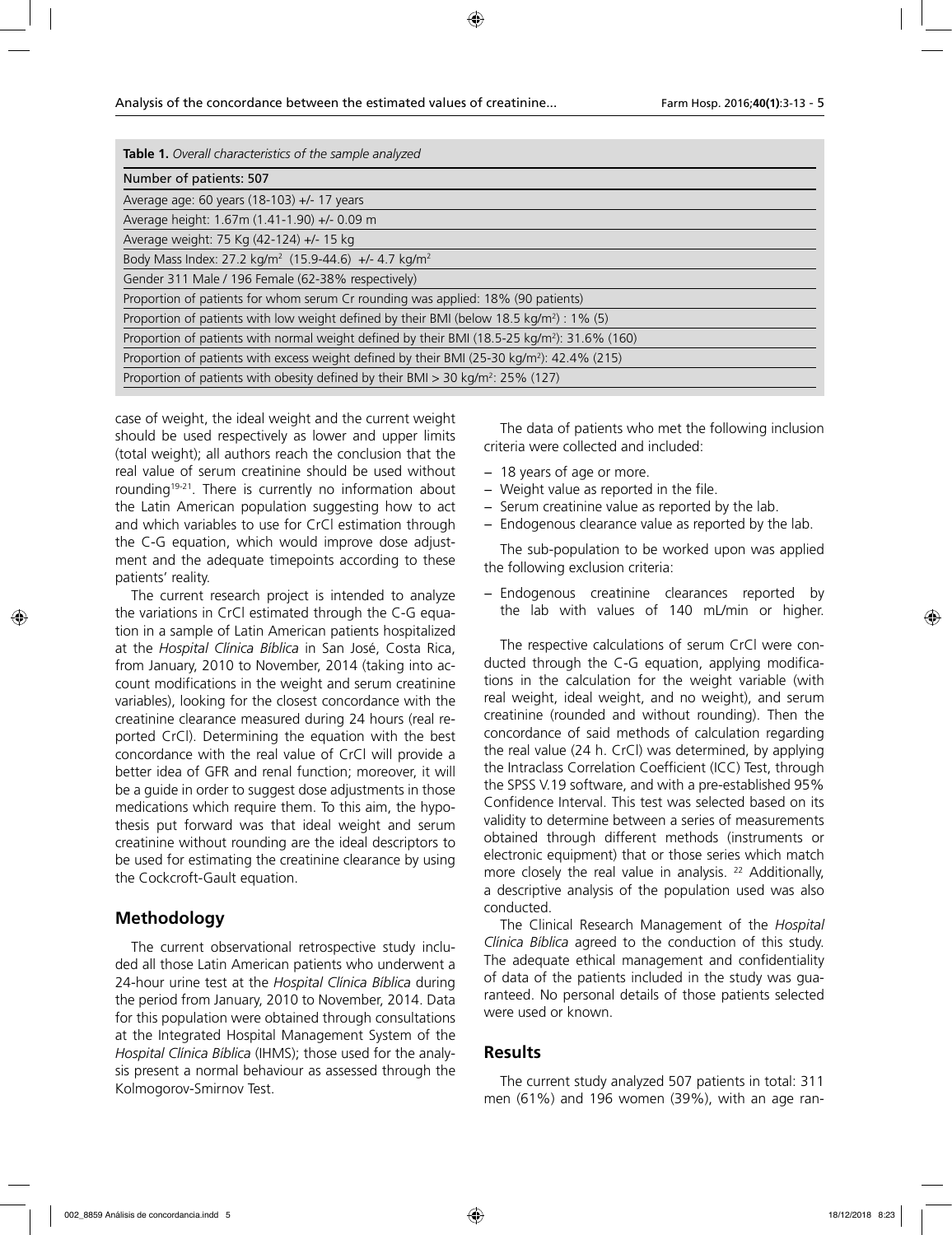**Table 1.** *Overall characteristics of the sample analyzed*

| Number of patients: 507 |
|---|
| Average age: 60 years (18-103) +/- 17 years |
| Average height: 1.67m (1.41-1.90) +/- 0.09 m |
| Average weight: 75 Kg (42-124) +/- 15 kg |
| Body Mass Index: 27.2 kg/m$^2$ (15.9-44.6) +/- 4.7 kg/m$^2$ |
| Gender 311 Male / 196 Female (62-38% respectively) |
| Proportion of patients for whom serum Cr rounding was applied: 18% (90 patients) |
| Proportion of patients with low weight defined by their BMI (below 18.5 kg/m$^2$) : 1% (5) |
| Proportion of patients with normal weight defined by their BMI (18.5-25 kg/m$^2$): 31.6% (160) |
| Proportion of patients with excess weight defined by their BMI (25-30 kg/m$^2$): 42.4% (215) |
| Proportion of patients with obesity defined by their BMI > 30 kg/m$^2$: 25% (127) |

case of weight, the ideal weight and the current weight should be used respectively as lower and upper limits (total weight); all authors reach the conclusion that the real value of serum creatinine should be used without rounding[19-21]. There is currently no information about the Latin American population suggesting how to act and which variables to use for CrCl estimation through the C-G equation, which would improve dose adjustment and the adequate timepoints according to these patients' reality.

The current research project is intended to analyze the variations in CrCl estimated through the C-G equation in a sample of Latin American patients hospitalized at the *Hospital Clínica Bíblica* in San José, Costa Rica, from January, 2010 to November, 2014 (taking into account modifications in the weight and serum creatinine variables), looking for the closest concordance with the creatinine clearance measured during 24 hours (real reported CrCl). Determining the equation with the best concordance with the real value of CrCl will provide a better idea of GFR and renal function; moreover, it will be a guide in order to suggest dose adjustments in those medications which require them. To this aim, the hypothesis put forward was that ideal weight and serum creatinine without rounding are the ideal descriptors to be used for estimating the creatinine clearance by using the Cockcroft-Gault equation.

## Methodology

The current observational retrospective study included all those Latin American patients who underwent a 24-hour urine test at the *Hospital Clínica Bíblica* during the period from January, 2010 to November, 2014. Data for this population were obtained through consultations at the Integrated Hospital Management System of the *Hospital Clínica Bíblica* (IHMS); those used for the analysis present a normal behaviour as assessed through the Kolmogorov-Smirnov Test.

The data of patients who met the following inclusion criteria were collected and included:

- 18 years of age or more.
- Weight value as reported in the file.
- Serum creatinine value as reported by the lab.
- Endogenous clearance value as reported by the lab.

The sub-population to be worked upon was applied the following exclusion criteria:

- Endogenous creatinine clearances reported by the lab with values of 140 mL/min or higher.

The respective calculations of serum CrCl were conducted through the C-G equation, applying modifications in the calculation for the weight variable (with real weight, ideal weight, and no weight), and serum creatinine (rounded and without rounding). Then the concordance of said methods of calculation regarding the real value (24 h. CrCl) was determined, by applying the Intraclass Correlation Coefficient (ICC) Test, through the SPSS V.19 software, and with a pre-established 95% Confidence Interval. This test was selected based on its validity to determine between a series of measurements obtained through different methods (instruments or electronic equipment) that or those series which match more closely the real value in analysis. [22] Additionally, a descriptive analysis of the population used was also conducted.

The Clinical Research Management of the *Hospital Clínica Bíblica* agreed to the conduction of this study. The adequate ethical management and confidentiality of data of the patients included in the study was guaranteed. No personal details of those patients selected were used or known.

## Results

The current study analyzed 507 patients in total: 311 men (61%) and 196 women (39%), with an age ran-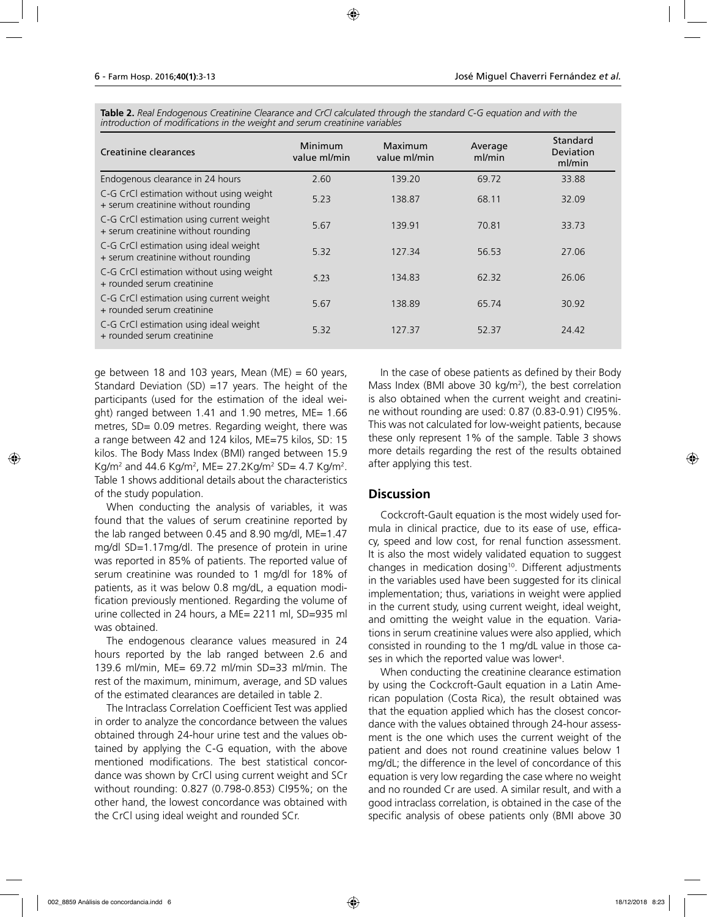**Table 2.** *Real Endogenous Creatinine Clearance and CrCl calculated through the standard C-G equation and with the introduction of modifications in the weight and serum creatinine variables*

| Creatinine clearances | Minimum value ml/min | Maximum value ml/min | Average ml/min | Standard Deviation ml/min |
|---|---|---|---|---|
| Endogenous clearance in 24 hours | 2.60 | 139.20 | 69.72 | 33.88 |
| C-G CrCl estimation without using weight + serum creatinine without rounding | 5.23 | 138.87 | 68.11 | 32.09 |
| C-G CrCl estimation using current weight + serum creatinine without rounding | 5.67 | 139.91 | 70.81 | 33.73 |
| C-G CrCl estimation using ideal weight + serum creatinine without rounding | 5.32 | 127.34 | 56.53 | 27.06 |
| C-G CrCl estimation without using weight + rounded serum creatinine | 5.23 | 134.83 | 62.32 | 26.06 |
| C-G CrCl estimation using current weight + rounded serum creatinine | 5.67 | 138.89 | 65.74 | 30.92 |
| C-G CrCl estimation using ideal weight + rounded serum creatinine | 5.32 | 127.37 | 52.37 | 24.42 |

ge between 18 and 103 years, Mean (ME) = 60 years, Standard Deviation (SD) =17 years. The height of the participants (used for the estimation of the ideal weight) ranged between 1.41 and 1.90 metres, ME= 1.66 metres, SD= 0.09 metres. Regarding weight, there was a range between 42 and 124 kilos, ME=75 kilos, SD: 15 kilos. The Body Mass Index (BMI) ranged between 15.9 $Kg/m^2$ and 44.6 $Kg/m^2$, ME= 27.2$Kg/m^2$ SD= 4.7 $Kg/m^2$. Table 1 shows additional details about the characteristics of the study population.

When conducting the analysis of variables, it was found that the values of serum creatinine reported by the lab ranged between 0.45 and 8.90 mg/dl, ME=1.47 mg/dl SD=1.17mg/dl. The presence of protein in urine was reported in 85% of patients. The reported value of serum creatinine was rounded to 1 mg/dl for 18% of patients, as it was below 0.8 mg/dL, a equation modification previously mentioned. Regarding the volume of urine collected in 24 hours, a ME= 2211 ml, SD=935 ml was obtained.

The endogenous clearance values measured in 24 hours reported by the lab ranged between 2.6 and 139.6 ml/min, ME= 69.72 ml/min SD=33 ml/min. The rest of the maximum, minimum, average, and SD values of the estimated clearances are detailed in table 2.

The Intraclass Correlation Coefficient Test was applied in order to analyze the concordance between the values obtained through 24-hour urine test and the values obtained by applying the C-G equation, with the above mentioned modifications. The best statistical concordance was shown by CrCl using current weight and SCr without rounding: 0.827 (0.798-0.853) CI95%; on the other hand, the lowest concordance was obtained with the CrCl using ideal weight and rounded SCr.

In the case of obese patients as defined by their Body Mass Index (BMI above 30 $kg/m^2$), the best correlation is also obtained when the current weight and creatinine without rounding are used: 0.87 (0.83-0.91) CI95%. This was not calculated for low-weight patients, because these only represent 1% of the sample. Table 3 shows more details regarding the rest of the results obtained after applying this test.

## Discussion

Cockcroft-Gault equation is the most widely used formula in clinical practice, due to its ease of use, efficacy, speed and low cost, for renal function assessment. It is also the most widely validated equation to suggest changes in medication dosing[10]. Different adjustments in the variables used have been suggested for its clinical implementation; thus, variations in weight were applied in the current study, using current weight, ideal weight, and omitting the weight value in the equation. Variations in serum creatinine values were also applied, which consisted in rounding to the 1 mg/dL value in those cases in which the reported value was lower[4].

When conducting the creatinine clearance estimation by using the Cockcroft-Gault equation in a Latin American population (Costa Rica), the result obtained was that the equation applied which has the closest concordance with the values obtained through 24-hour assessment is the one which uses the current weight of the patient and does not round creatinine values below 1 mg/dL; the difference in the level of concordance of this equation is very low regarding the case where no weight and no rounded Cr are used. A similar result, and with a good intraclass correlation, is obtained in the case of the specific analysis of obese patients only (BMI above 30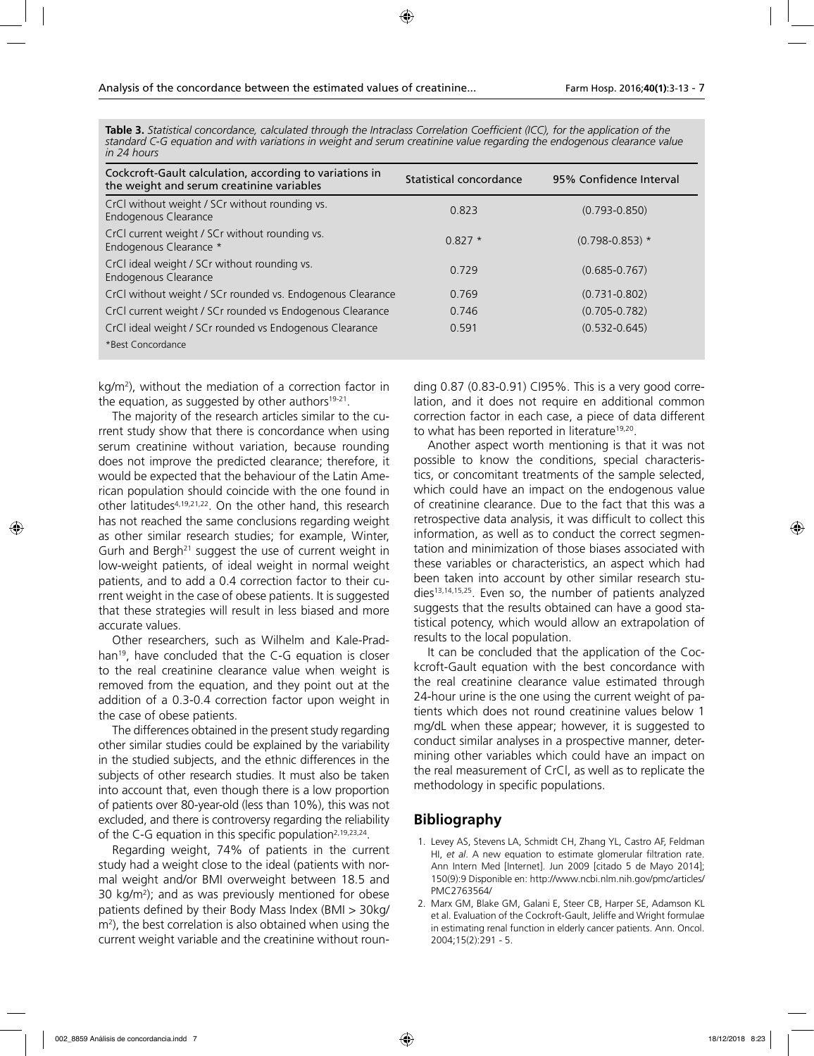**Table 3.** *Statistical concordance, calculated through the Intraclass Correlation Coefficient (ICC), for the application of the standard C-G equation and with variations in weight and serum creatinine value regarding the endogenous clearance value in 24 hours*

| Cockcroft-Gault calculation, according to variations in the weight and serum creatinine variables | Statistical concordance | 95% Confidence Interval |
|---|---|---|
| CrCl without weight / SCr without rounding vs. Endogenous Clearance | 0.823 | (0.793-0.850) |
| CrCl current weight / SCr without rounding vs. Endogenous Clearance * | 0.827 * | (0.798-0.853) * |
| CrCl ideal weight / SCr without rounding vs. Endogenous Clearance | 0.729 | (0.685-0.767) |
| CrCl without weight / SCr rounded vs. Endogenous Clearance | 0.769 | (0.731-0.802) |
| CrCl current weight / SCr rounded vs Endogenous Clearance | 0.746 | (0.705-0.782) |
| CrCl ideal weight / SCr rounded vs Endogenous Clearance | 0.591 | (0.532-0.645) |

*Best Concordance

kg/m$^2$), without the mediation of a correction factor in the equation, as suggested by other authors[19-21].

The majority of the research articles similar to the current study show that there is concordance when using serum creatinine without variation, because rounding does not improve the predicted clearance; therefore, it would be expected that the behaviour of the Latin American population should coincide with the one found in other latitudes[4,19,21,22]. On the other hand, this research has not reached the same conclusions regarding weight as other similar research studies; for example, Winter, Gurh and Bergh[21] suggest the use of current weight in low-weight patients, of ideal weight in normal weight patients, and to add a 0.4 correction factor to their current weight in the case of obese patients. It is suggested that these strategies will result in less biased and more accurate values.

Other researchers, such as Wilhelm and Kale-Pradhan[19], have concluded that the C-G equation is closer to the real creatinine clearance value when weight is removed from the equation, and they point out at the addition of a 0.3-0.4 correction factor upon weight in the case of obese patients.

The differences obtained in the present study regarding other similar studies could be explained by the variability in the studied subjects, and the ethnic differences in the subjects of other research studies. It must also be taken into account that, even though there is a low proportion of patients over 80-year-old (less than 10%), this was not excluded, and there is controversy regarding the reliability of the C-G equation in this specific population[2,19,23,24].

Regarding weight, 74% of patients in the current study had a weight close to the ideal (patients with normal weight and/or BMI overweight between 18.5 and 30 kg/m$^2$); and as was previously mentioned for obese patients defined by their Body Mass Index (BMI > 30kg/m$^2$), the best correlation is also obtained when using the current weight variable and the creatinine without rounding 0.87 (0.83-0.91) CI95%. This is a very good correlation, and it does not require en additional common correction factor in each case, a piece of data different to what has been reported in literature[19,20].

Another aspect worth mentioning is that it was not possible to know the conditions, special characteristics, or concomitant treatments of the sample selected, which could have an impact on the endogenous value of creatinine clearance. Due to the fact that this was a retrospective data analysis, it was difficult to collect this information, as well as to conduct the correct segmentation and minimization of those biases associated with these variables or characteristics, an aspect which had been taken into account by other similar research studies[13,14,15,25]. Even so, the number of patients analyzed suggests that the results obtained can have a good statistical potency, which would allow an extrapolation of results to the local population.

It can be concluded that the application of the Cockcroft-Gault equation with the best concordance with the real creatinine clearance value estimated through 24-hour urine is the one using the current weight of patients which does not round creatinine values below 1 mg/dL when these appear; however, it is suggested to conduct similar analyses in a prospective manner, determining other variables which could have an impact on the real measurement of CrCl, as well as to replicate the methodology in specific populations.

## Bibliography

1. Levey AS, Stevens LA, Schmidt CH, Zhang YL, Castro AF, Feldman HI, *et al*. A new equation to estimate glomerular filtration rate. Ann Intern Med [Internet]. Jun 2009 [citado 5 de Mayo 2014]; 150(9):9 Disponible en: http://www.ncbi.nlm.nih.gov/pmc/articles/PMC2763564/
2. Marx GM, Blake GM, Galani E, Steer CB, Harper SE, Adamson KL et al. Evaluation of the Cockroft-Gault, Jeliffe and Wright formulae in estimating renal function in elderly cancer patients. Ann. Oncol. 2004;15(2):291 - 5.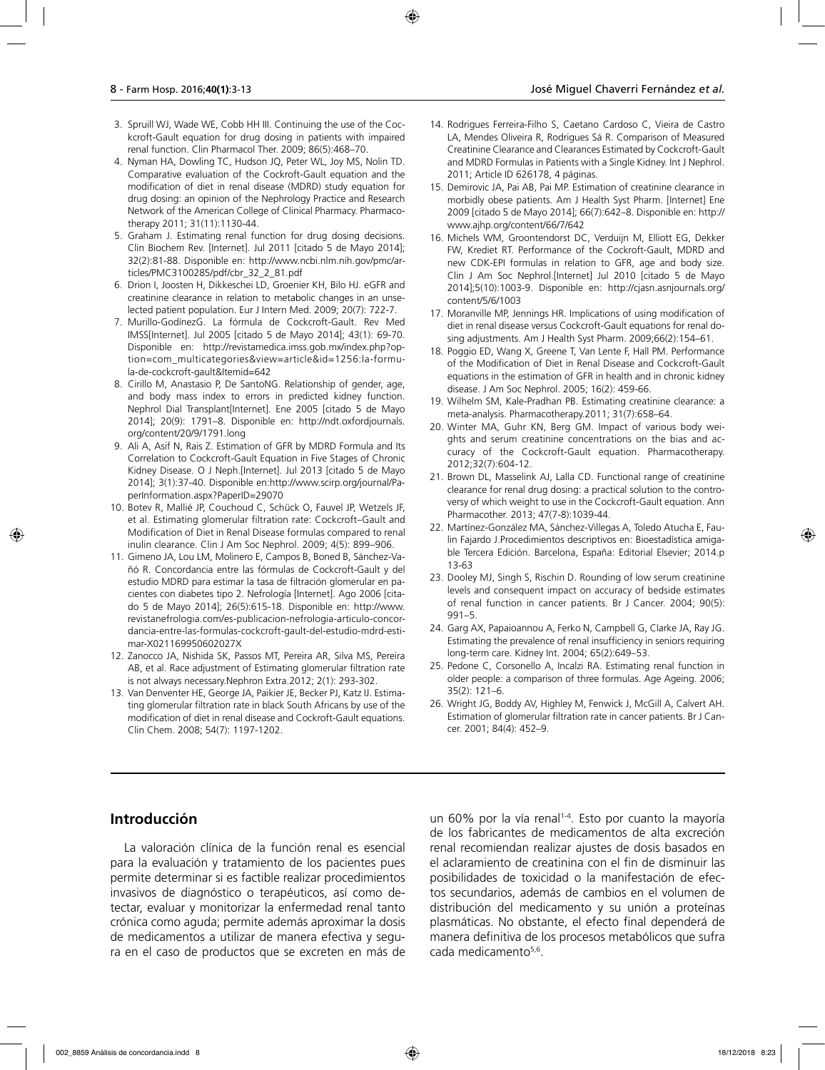3. Spruill WJ, Wade WE, Cobb HH III. Continuing the use of the Cockcroft-Gault equation for drug dosing in patients with impaired renal function. Clin Pharmacol Ther. 2009; 86(5):468–70.
4. Nyman HA, Dowling TC, Hudson JQ, Peter WL, Joy MS, Nolin TD. Comparative evaluation of the Cockroft-Gault equation and the modification of diet in renal disease (MDRD) study equation for drug dosing: an opinion of the Nephrology Practice and Research Network of the American College of Clinical Pharmacy. Pharmacotherapy 2011; 31(11):1130-44.
5. Graham J. Estimating renal function for drug dosing decisions. Clin Biochem Rev. [Internet]. Jul 2011 [citado 5 de Mayo 2014]; 32(2):81-88. Disponible en: http://www.ncbi.nlm.nih.gov/pmc/articles/PMC3100285/pdf/cbr_32_2_81.pdf
6. Drion I, Joosten H, Dikkeschei LD, Groenier KH, Bilo HJ. eGFR and creatinine clearance in relation to metabolic changes in an unselected patient population. Eur J Intern Med. 2009; 20(7): 722-7.
7. Murillo-GodínezG. La fórmula de Cockcroft-Gault. Rev Med IMSS[Internet]. Jul 2005 [citado 5 de Mayo 2014]; 43(1): 69-70. Disponible en: http://revistamedica.imss.gob.mx/index.php?option=com_multicategories&view=article&id=1256:la-formula-de-cockcroft-gault&Itemid=642
8. Cirillo M, Anastasio P, De SantoNG. Relationship of gender, age, and body mass index to errors in predicted kidney function. Nephrol Dial Transplant[Internet]. Ene 2005 [citado 5 de Mayo 2014]; 20(9): 1791–8. Disponible en: http://ndt.oxfordjournals.org/content/20/9/1791.long
9. Ali A, Asif N, Rais Z. Estimation of GFR by MDRD Formula and Its Correlation to Cockcroft-Gault Equation in Five Stages of Chronic Kidney Disease. O J Neph.[Internet]. Jul 2013 [citado 5 de Mayo 2014]; 3(1):37-40. Disponible en:http://www.scirp.org/journal/PaperInformation.aspx?PaperID=29070
10. Botev R, Mallié JP, Couchoud C, Schück O, Fauvel JP, Wetzels JF, et al. Estimating glomerular filtration rate: Cockcroft–Gault and Modification of Diet in Renal Disease formulas compared to renal inulin clearance. Clin J Am Soc Nephrol. 2009; 4(5): 899–906.
11. Gimeno JA, Lou LM, Molinero E, Campos B, Boned B, Sánchez-Vañó R. Concordancia entre las fórmulas de Cockcroft-Gault y del estudio MDRD para estimar la tasa de filtración glomerular en pacientes con diabetes tipo 2. Nefrología [Internet]. Ago 2006 [citado 5 de Mayo 2014]; 26(5):615-18. Disponible en: http://www.revistanefrologia.com/es-publicacion-nefrologia-articulo-concordancia-entre-las-formulas-cockcroft-gault-del-estudio-mdrd-estimar-X021169950602027X
12. Zanocco JA, Nishida SK, Passos MT, Pereira AR, Silva MS, Pereira AB, et al. Race adjustment of Estimating glomerular filtration rate is not always necessary.Nephron Extra.2012; 2(1): 293-302.
13. Van Denventer HE, George JA, Paikier JE, Becker PJ, Katz IJ. Estimating glomerular filtration rate in black South Africans by use of the modification of diet in renal disease and Cockroft-Gault equations. Clin Chem. 2008; 54(7): 1197-1202.
14. Rodrigues Ferreira-Filho S, Caetano Cardoso C, Vieira de Castro LA, Mendes Oliveira R, Rodrigues Sá R. Comparison of Measured Creatinine Clearance and Clearances Estimated by Cockcroft-Gault and MDRD Formulas in Patients with a Single Kidney. Int J Nephrol. 2011; Article ID 626178, 4 páginas.
15. Demirovic JA, Pai AB, Pai MP. Estimation of creatinine clearance in morbidly obese patients. Am J Health Syst Pharm. [Internet] Ene 2009 [citado 5 de Mayo 2014]; 66(7):642–8. Disponible en: http://www.ajhp.org/content/66/7/642
16. Michels WM, Groontendorst DC, Verduijn M, Elliott EG, Dekker FW, Krediet RT. Performance of the Cockroft-Gault, MDRD and new CDK-EPI formulas in relation to GFR, age and body size. Clin J Am Soc Nephrol.[Internet] Jul 2010 [citado 5 de Mayo 2014];5(10):1003-9. Disponible en: http://cjasn.asnjournals.org/content/5/6/1003
17. Moranville MP, Jennings HR. Implications of using modification of diet in renal disease versus Cockcroft-Gault equations for renal dosing adjustments. Am J Health Syst Pharm. 2009;66(2):154–61.
18. Poggio ED, Wang X, Greene T, Van Lente F, Hall PM. Performance of the Modification of Diet in Renal Disease and Cockcroft-Gault equations in the estimation of GFR in health and in chronic kidney disease. J Am Soc Nephrol. 2005; 16(2): 459-66.
19. Wilhelm SM, Kale-Pradhan PB. Estimating creatinine clearance: a meta-analysis. Pharmacotherapy.2011; 31(7):658–64.
20. Winter MA, Guhr KN, Berg GM. Impact of various body weights and serum creatinine concentrations on the bias and accuracy of the Cockcroft-Gault equation. Pharmacotherapy. 2012;32(7):604-12.
21. Brown DL, Masselink AJ, Lalla CD. Functional range of creatinine clearance for renal drug dosing: a practical solution to the controversy of which weight to use in the Cockcroft-Gault equation. Ann Pharmacother. 2013; 47(7-8):1039-44.
22. Martínez-González MA, Sánchez-Villegas A, Toledo Atucha E, Faulin Fajardo J.Procedimientos descriptivos en: Bioestadística amigable Tercera Edición. Barcelona, España: Editorial Elsevier; 2014.p 13-63
23. Dooley MJ, Singh S, Rischin D. Rounding of low serum creatinine levels and consequent impact on accuracy of bedside estimates of renal function in cancer patients. Br J Cancer. 2004; 90(5): 991–5.
24. Garg AX, Papaioannou A, Ferko N, Campbell G, Clarke JA, Ray JG. Estimating the prevalence of renal insufficiency in seniors requiring long-term care. Kidney Int. 2004; 65(2):649–53.
25. Pedone C, Corsonello A, Incalzi RA. Estimating renal function in older people: a comparison of three formulas. Age Ageing. 2006; 35(2): 121–6.
26. Wright JG, Boddy AV, Highley M, Fenwick J, McGill A, Calvert AH. Estimation of glomerular filtration rate in cancer patients. Br J Cancer. 2001; 84(4): 452–9.

## Introducción

La valoración clínica de la función renal es esencial para la evaluación y tratamiento de los pacientes pues permite determinar si es factible realizar procedimientos invasivos de diagnóstico o terapéuticos, así como detectar, evaluar y monitorizar la enfermedad renal tanto crónica como aguda; permite además aproximar la dosis de medicamentos a utilizar de manera efectiva y segura en el caso de productos que se excreten en más de un 60% por la vía renal[1-4]. Esto por cuanto la mayoría de los fabricantes de medicamentos de alta excreción renal recomiendan realizar ajustes de dosis basados en el aclaramiento de creatinina con el fin de disminuir las posibilidades de toxicidad o la manifestación de efectos secundarios, además de cambios en el volumen de distribución del medicamento y su unión a proteínas plasmáticas. No obstante, el efecto final dependerá de manera definitiva de los procesos metabólicos que sufra cada medicamento[5,6].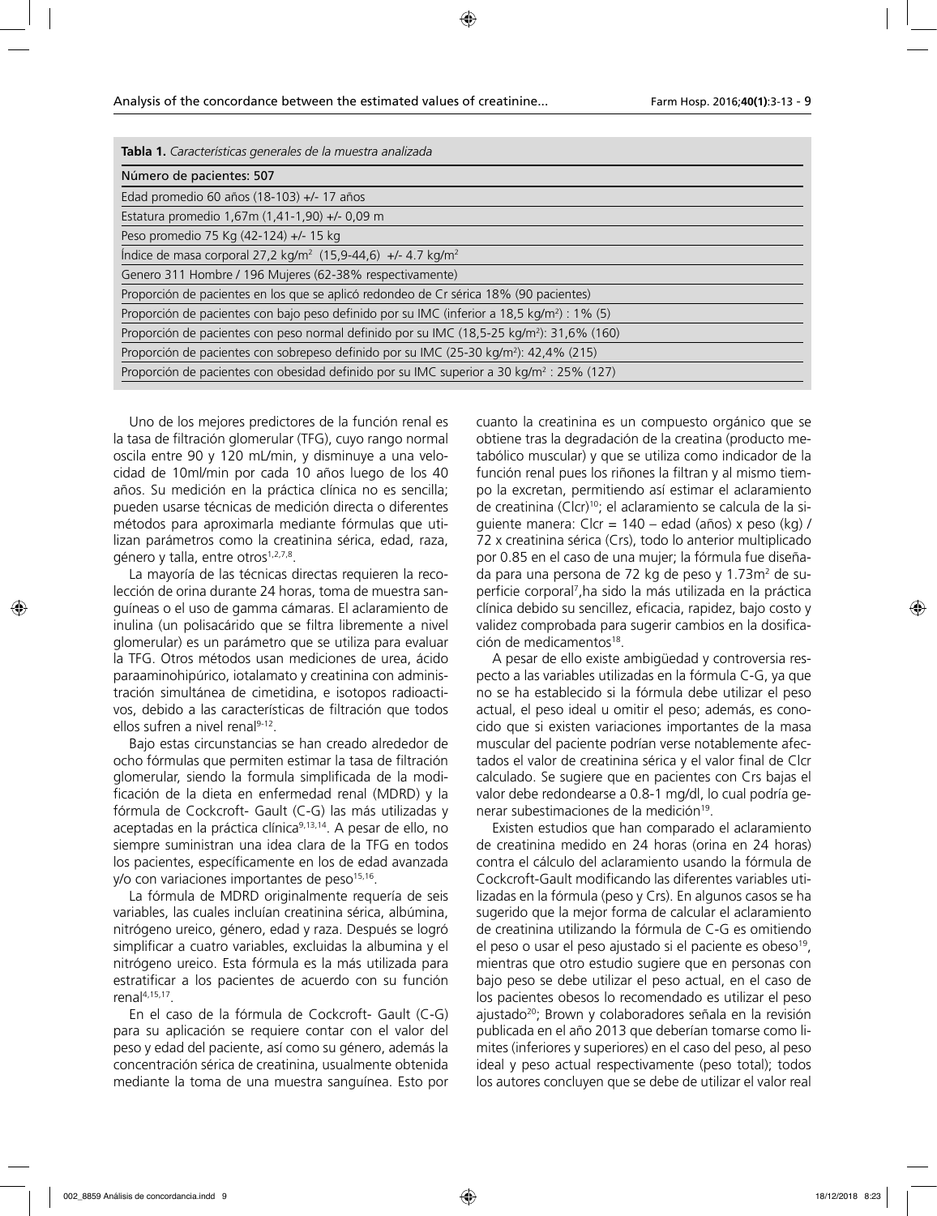**Tabla 1.** *Características generales de la muestra analizada*

| Número de pacientes: 507 |
|---|
| Edad promedio 60 años (18-103) +/- 17 años |
| Estatura promedio 1,67m (1,41-1,90) +/- 0,09 m |
| Peso promedio 75 Kg (42-124) +/- 15 kg |
| Índice de masa corporal 27,2 kg/m² (15,9-44,6) +/- 4.7 kg/m² |
| Genero 311 Hombre / 196 Mujeres (62-38% respectivamente) |
| Proporción de pacientes en los que se aplicó redondeo de Cr sérica 18% (90 pacientes) |
| Proporción de pacientes con bajo peso definido por su IMC (inferior a 18,5 kg/m²) : 1% (5) |
| Proporción de pacientes con peso normal definido por su IMC (18,5-25 kg/m²): 31,6% (160) |
| Proporción de pacientes con sobrepeso definido por su IMC (25-30 kg/m²): 42,4% (215) |
| Proporción de pacientes con obesidad definido por su IMC superior a 30 kg/m² : 25% (127) |

Uno de los mejores predictores de la función renal es la tasa de filtración glomerular (TFG), cuyo rango normal oscila entre 90 y 120 mL/min, y disminuye a una velocidad de 10ml/min por cada 10 años luego de los 40 años. Su medición en la práctica clínica no es sencilla; pueden usarse técnicas de medición directa o diferentes métodos para aproximarla mediante fórmulas que utilizan parámetros como la creatinina sérica, edad, raza, género y talla, entre otros[1,2,7,8].

La mayoría de las técnicas directas requieren la recolección de orina durante 24 horas, toma de muestra sanguíneas o el uso de gamma cámaras. El aclaramiento de inulina (un polisacárido que se filtra libremente a nivel glomerular) es un parámetro que se utiliza para evaluar la TFG. Otros métodos usan mediciones de urea, ácido paraaminohipúrico, iotalamato y creatinina con administración simultánea de cimetidina, e isotopos radioactivos, debido a las características de filtración que todos ellos sufren a nivel renal[9-12].

Bajo estas circunstancias se han creado alrededor de ocho fórmulas que permiten estimar la tasa de filtración glomerular, siendo la formula simplificada de la modificación de la dieta en enfermedad renal (MDRD) y la fórmula de Cockcroft- Gault (C-G) las más utilizadas y aceptadas en la práctica clínica[9,13,14]. A pesar de ello, no siempre suministran una idea clara de la TFG en todos los pacientes, específicamente en los de edad avanzada y/o con variaciones importantes de peso[15,16].

La fórmula de MDRD originalmente requería de seis variables, las cuales incluían creatinina sérica, albúmina, nitrógeno ureico, género, edad y raza. Después se logró simplificar a cuatro variables, excluidas la albumina y el nitrógeno ureico. Esta fórmula es la más utilizada para estratificar a los pacientes de acuerdo con su función renal[4,15,17].

En el caso de la fórmula de Cockcroft- Gault (C-G) para su aplicación se requiere contar con el valor del peso y edad del paciente, así como su género, además la concentración sérica de creatinina, usualmente obtenida mediante la toma de una muestra sanguínea. Esto por cuanto la creatinina es un compuesto orgánico que se obtiene tras la degradación de la creatina (producto metabólico muscular) y que se utiliza como indicador de la función renal pues los riñones la filtran y al mismo tiempo la excretan, permitiendo así estimar el aclaramiento de creatinina (Clcr)[10]; el aclaramiento se calcula de la siguiente manera: Clcr = 140 – edad (años) x peso (kg) / 72 x creatinina sérica (Crs), todo lo anterior multiplicado por 0.85 en el caso de una mujer; la fórmula fue diseñada para una persona de 72 kg de peso y 1.73m² de superficie corporal[7],ha sido la más utilizada en la práctica clínica debido su sencillez, eficacia, rapidez, bajo costo y validez comprobada para sugerir cambios en la dosificación de medicamentos[18].

A pesar de ello existe ambigüedad y controversia respecto a las variables utilizadas en la fórmula C-G, ya que no se ha establecido si la fórmula debe utilizar el peso actual, el peso ideal u omitir el peso; además, es conocido que si existen variaciones importantes de la masa muscular del paciente podrían verse notablemente afectados el valor de creatinina sérica y el valor final de Clcr calculado. Se sugiere que en pacientes con Crs bajas el valor debe redondearse a 0.8-1 mg/dl, lo cual podría generar subestimaciones de la medición[19].

Existen estudios que han comparado el aclaramiento de creatinina medido en 24 horas (orina en 24 horas) contra el cálculo del aclaramiento usando la fórmula de Cockcroft-Gault modificando las diferentes variables utilizadas en la fórmula (peso y Crs). En algunos casos se ha sugerido que la mejor forma de calcular el aclaramiento de creatinina utilizando la fórmula de C-G es omitiendo el peso o usar el peso ajustado si el paciente es obeso[19], mientras que otro estudio sugiere que en personas con bajo peso se debe utilizar el peso actual, en el caso de los pacientes obesos lo recomendado es utilizar el peso ajustado[20]; Brown y colaboradores señala en la revisión publicada en el año 2013 que deberían tomarse como limites (inferiores y superiores) en el caso del peso, al peso ideal y peso actual respectivamente (peso total); todos los autores concluyen que se debe de utilizar el valor real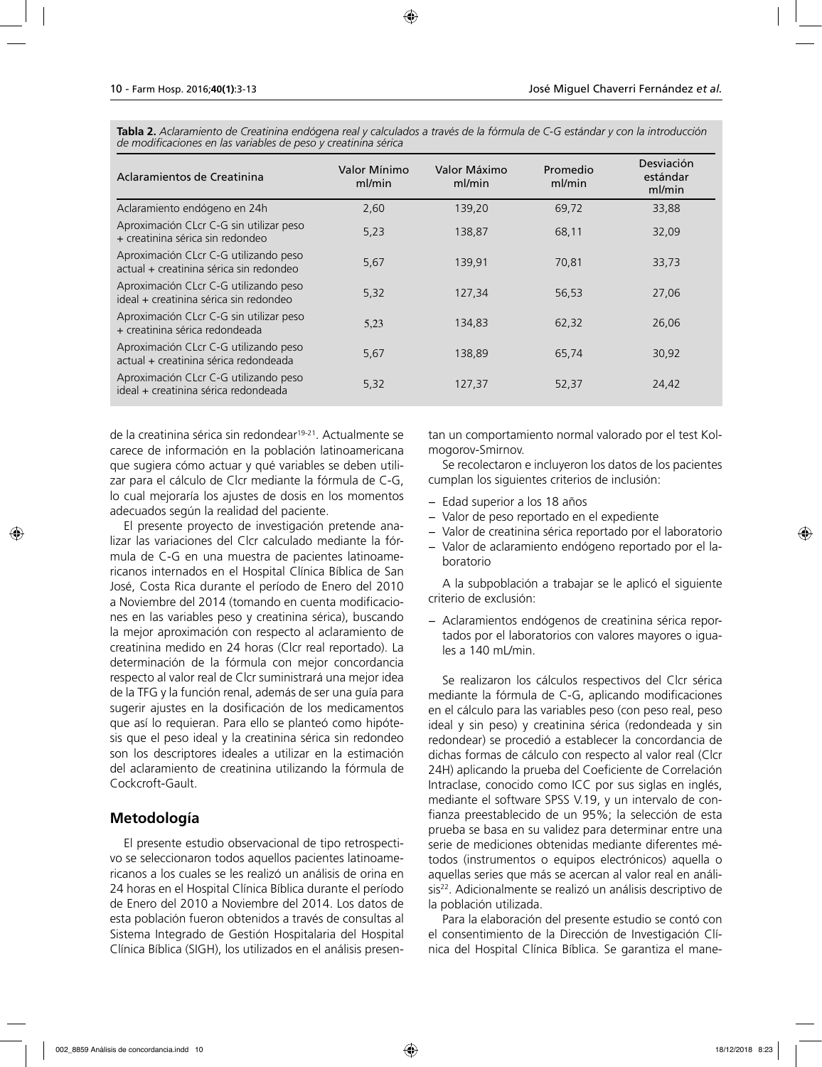**Tabla 2.** *Aclaramiento de Creatinina endógena real y calculados a través de la fórmula de C-G estándar y con la introducción de modificaciones en las variables de peso y creatinina sérica*

| Aclaramientos de Creatinina | Valor Mínimo ml/min | Valor Máximo ml/min | Promedio ml/min | Desviación estándar ml/min |
|---|---|---|---|---|
| Aclaramiento endógeno en 24h | 2,60 | 139,20 | 69,72 | 33,88 |
| Aproximación CLcr C-G sin utilizar peso + creatinina sérica sin redondeo | 5,23 | 138,87 | 68,11 | 32,09 |
| Aproximación CLcr C-G utilizando peso actual + creatinina sérica sin redondeo | 5,67 | 139,91 | 70,81 | 33,73 |
| Aproximación CLcr C-G utilizando peso ideal + creatinina sérica sin redondeo | 5,32 | 127,34 | 56,53 | 27,06 |
| Aproximación CLcr C-G sin utilizar peso + creatinina sérica redondeada | 5,23 | 134,83 | 62,32 | 26,06 |
| Aproximación CLcr C-G utilizando peso actual + creatinina sérica redondeada | 5,67 | 138,89 | 65,74 | 30,92 |
| Aproximación CLcr C-G utilizando peso ideal + creatinina sérica redondeada | 5,32 | 127,37 | 52,37 | 24,42 |

de la creatinina sérica sin redondear[19-21]. Actualmente se carece de información en la población latinoamericana que sugiera cómo actuar y qué variables se deben utilizar para el cálculo de Clcr mediante la fórmula de C-G, lo cual mejoraría los ajustes de dosis en los momentos adecuados según la realidad del paciente.

El presente proyecto de investigación pretende analizar las variaciones del Clcr calculado mediante la fórmula de C-G en una muestra de pacientes latinoamericanos internados en el Hospital Clínica Bíblica de San José, Costa Rica durante el período de Enero del 2010 a Noviembre del 2014 (tomando en cuenta modificaciones en las variables peso y creatinina sérica), buscando la mejor aproximación con respecto al aclaramiento de creatinina medido en 24 horas (Clcr real reportado). La determinación de la fórmula con mejor concordancia respecto al valor real de Clcr suministrará una mejor idea de la TFG y la función renal, además de ser una guía para sugerir ajustes en la dosificación de los medicamentos que así lo requieran. Para ello se planteó como hipótesis que el peso ideal y la creatinina sérica sin redondeo son los descriptores ideales a utilizar en la estimación del aclaramiento de creatinina utilizando la fórmula de Cockcroft-Gault.

## Metodología

El presente estudio observacional de tipo retrospectivo se seleccionaron todos aquellos pacientes latinoamericanos a los cuales se les realizó un análisis de orina en 24 horas en el Hospital Clínica Bíblica durante el período de Enero del 2010 a Noviembre del 2014. Los datos de esta población fueron obtenidos a través de consultas al Sistema Integrado de Gestión Hospitalaria del Hospital Clínica Bíblica (SIGH), los utilizados en el análisis presentan un comportamiento normal valorado por el test Kolmogorov-Smirnov.

Se recolectaron e incluyeron los datos de los pacientes cumplan los siguientes criterios de inclusión:

- Edad superior a los 18 años
- Valor de peso reportado en el expediente
- Valor de creatinina sérica reportado por el laboratorio
- Valor de aclaramiento endógeno reportado por el laboratorio

A la subpoblación a trabajar se le aplicó el siguiente criterio de exclusión:

- Aclaramientos endógenos de creatinina sérica reportados por el laboratorios con valores mayores o iguales a 140 mL/min.

Se realizaron los cálculos respectivos del Clcr sérica mediante la fórmula de C-G, aplicando modificaciones en el cálculo para las variables peso (con peso real, peso ideal y sin peso) y creatinina sérica (redondeada y sin redondear) se procedió a establecer la concordancia de dichas formas de cálculo con respecto al valor real (Clcr 24H) aplicando la prueba del Coeficiente de Correlación Intraclase, conocido como ICC por sus siglas en inglés, mediante el software SPSS V.19, y un intervalo de confianza preestablecido de un 95%; la selección de esta prueba se basa en su validez para determinar entre una serie de mediciones obtenidas mediante diferentes métodos (instrumentos o equipos electrónicos) aquella o aquellas series que más se acercan al valor real en análisis[22]. Adicionalmente se realizó un análisis descriptivo de la población utilizada.

Para la elaboración del presente estudio se contó con el consentimiento de la Dirección de Investigación Clínica del Hospital Clínica Bíblica. Se garantiza el mane-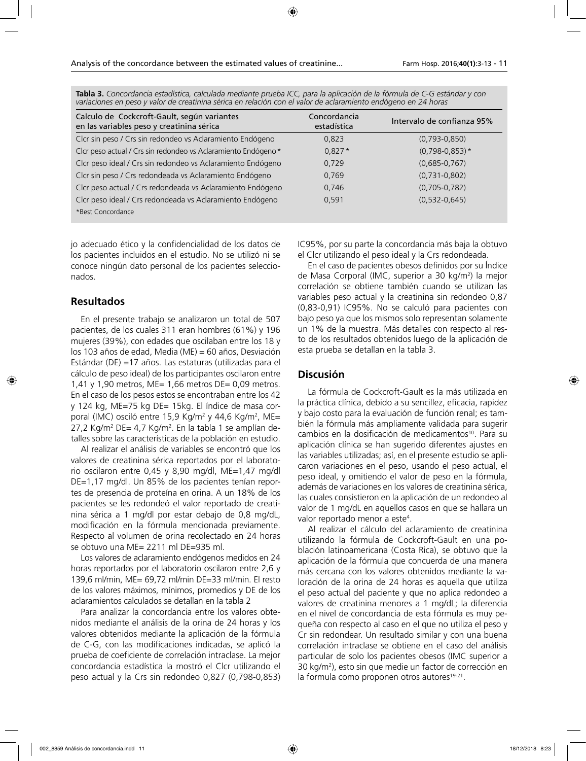**Tabla 3.** *Concordancia estadística, calculada mediante prueba ICC, para la aplicación de la fórmula de C-G estándar y con variaciones en peso y valor de creatinina sérica en relación con el valor de aclaramiento endógeno en 24 horas*

| Calculo de Cockcroft-Gault, según variantes en las variables peso y creatinina sérica | Concordancia estadística | Intervalo de confianza 95% |
|---|---|---|
| Clcr sin peso / Crs sin redondeo vs Aclaramiento Endógeno | 0,823 | (0,793-0,850) |
| Clcr peso actual / Crs sin redondeo vs Aclaramiento Endógeno* | 0,827* | (0,798-0,853)* |
| Clcr peso ideal / Crs sin redondeo vs Aclaramiento Endógeno | 0,729 | (0,685-0,767) |
| Clcr sin peso / Crs redondeada vs Aclaramiento Endógeno | 0,769 | (0,731-0,802) |
| Clcr peso actual / Crs redondeada vs Aclaramiento Endógeno | 0,746 | (0,705-0,782) |
| Clcr peso ideal / Crs redondeada vs Aclaramiento Endógeno | 0,591 | (0,532-0,645) |

*Best Concordance

jo adecuado ético y la confidencialidad de los datos de los pacientes incluidos en el estudio. No se utilizó ni se conoce ningún dato personal de los pacientes seleccionados.

## Resultados

En el presente trabajo se analizaron un total de 507 pacientes, de los cuales 311 eran hombres (61%) y 196 mujeres (39%), con edades que oscilaban entre los 18 y los 103 años de edad, Media (ME) = 60 años, Desviación Estándar (DE) =17 años. Las estaturas (utilizadas para el cálculo de peso ideal) de los participantes oscilaron entre 1,41 y 1,90 metros, ME= 1,66 metros DE= 0,09 metros. En el caso de los pesos estos se encontraban entre los 42 y 124 kg, ME=75 kg DE= 15kg. El índice de masa corporal (IMC) osciló entre 15,9 Kg/m$^2$ y 44,6 Kg/m$^2$, ME= 27,2 Kg/m$^2$ DE= 4,7 Kg/m$^2$. En la tabla 1 se amplían detalles sobre las características de la población en estudio.

Al realizar el análisis de variables se encontró que los valores de creatinina sérica reportados por el laboratorio oscilaron entre 0,45 y 8,90 mg/dl, ME=1,47 mg/dl DE=1,17 mg/dl. Un 85% de los pacientes tenían reportes de presencia de proteína en orina. A un 18% de los pacientes se les redondeó el valor reportado de creatinina sérica a 1 mg/dl por estar debajo de 0,8 mg/dL, modificación en la fórmula mencionada previamente. Respecto al volumen de orina recolectado en 24 horas se obtuvo una ME= 2211 ml DE=935 ml.

Los valores de aclaramiento endógenos medidos en 24 horas reportados por el laboratorio oscilaron entre 2,6 y 139,6 ml/min, ME= 69,72 ml/min DE=33 ml/min. El resto de los valores máximos, mínimos, promedios y DE de los aclaramientos calculados se detallan en la tabla 2

Para analizar la concordancia entre los valores obtenidos mediante el análisis de la orina de 24 horas y los valores obtenidos mediante la aplicación de la fórmula de C-G, con las modificaciones indicadas, se aplicó la prueba de coeficiente de correlación intraclase. La mejor concordancia estadística la mostró el Clcr utilizando el peso actual y la Crs sin redondeo 0,827 (0,798-0,853) IC95%, por su parte la concordancia más baja la obtuvo el Clcr utilizando el peso ideal y la Crs redondeada.

En el caso de pacientes obesos definidos por su Índice de Masa Corporal (IMC, superior a 30 kg/m$^2$) la mejor correlación se obtiene también cuando se utilizan las variables peso actual y la creatinina sin redondeo 0,87 (0,83-0,91) IC95%. No se calculó para pacientes con bajo peso ya que los mismos solo representan solamente un 1% de la muestra. Más detalles con respecto al resto de los resultados obtenidos luego de la aplicación de esta prueba se detallan en la tabla 3.

## Discusión

La fórmula de Cockcroft-Gault es la más utilizada en la práctica clínica, debido a su sencillez, eficacia, rapidez y bajo costo para la evaluación de función renal; es también la fórmula más ampliamente validada para sugerir cambios en la dosificación de medicamentos[10]. Para su aplicación clínica se han sugerido diferentes ajustes en las variables utilizadas; así, en el presente estudio se aplicaron variaciones en el peso, usando el peso actual, el peso ideal, y omitiendo el valor de peso en la fórmula, además de variaciones en los valores de creatinina sérica, las cuales consistieron en la aplicación de un redondeo al valor de 1 mg/dL en aquellos casos en que se hallara un valor reportado menor a este[4].

Al realizar el cálculo del aclaramiento de creatinina utilizando la fórmula de Cockcroft-Gault en una población latinoamericana (Costa Rica), se obtuvo que la aplicación de la fórmula que concuerda de una manera más cercana con los valores obtenidos mediante la valoración de la orina de 24 horas es aquella que utiliza el peso actual del paciente y que no aplica redondeo a valores de creatinina menores a 1 mg/dL; la diferencia en el nivel de concordancia de esta fórmula es muy pequeña con respecto al caso en el que no utiliza el peso y Cr sin redondear. Un resultado similar y con una buena correlación intraclase se obtiene en el caso del análisis particular de solo los pacientes obesos (IMC superior a 30 kg/m$^2$), esto sin que medie un factor de corrección en la formula como proponen otros autores[19-21].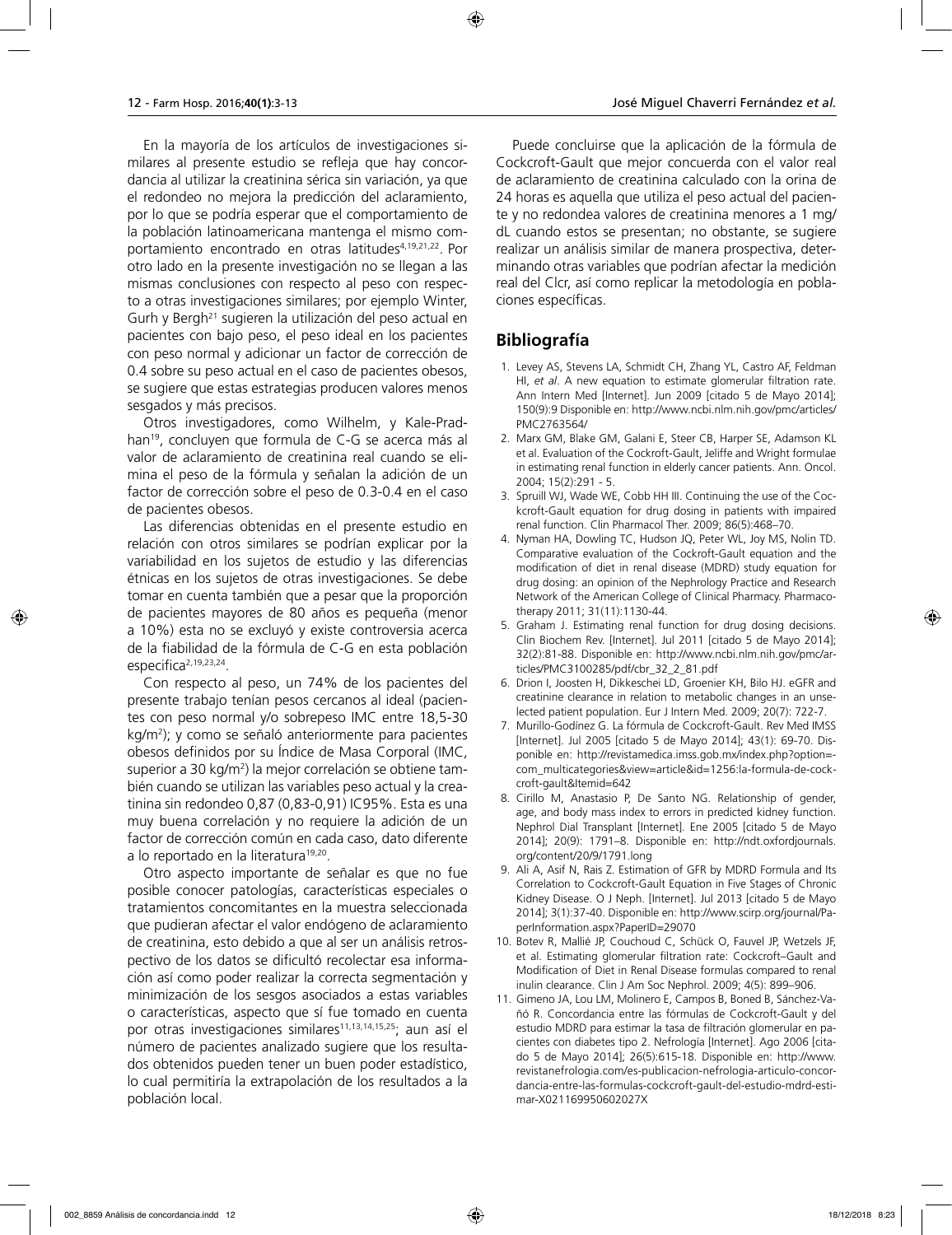En la mayoría de los artículos de investigaciones similares al presente estudio se refleja que hay concordancia al utilizar la creatinina sérica sin variación, ya que el redondeo no mejora la predicción del aclaramiento, por lo que se podría esperar que el comportamiento de la población latinoamericana mantenga el mismo comportamiento encontrado en otras latitudes[4,19,21,22]. Por otro lado en la presente investigación no se llegan a las mismas conclusiones con respecto al peso con respecto a otras investigaciones similares; por ejemplo Winter, Gurh y Bergh[21] sugieren la utilización del peso actual en pacientes con bajo peso, el peso ideal en los pacientes con peso normal y adicionar un factor de corrección de 0.4 sobre su peso actual en el caso de pacientes obesos, se sugiere que estas estrategias producen valores menos sesgados y más precisos.

Otros investigadores, como Wilhelm, y Kale-Pradhan[19], concluyen que formula de C-G se acerca más al valor de aclaramiento de creatinina real cuando se elimina el peso de la fórmula y señalan la adición de un factor de corrección sobre el peso de 0.3-0.4 en el caso de pacientes obesos.

Las diferencias obtenidas en el presente estudio en relación con otros similares se podrían explicar por la variabilidad en los sujetos de estudio y las diferencias étnicas en los sujetos de otras investigaciones. Se debe tomar en cuenta también que a pesar que la proporción de pacientes mayores de 80 años es pequeña (menor a 10%) esta no se excluyó y existe controversia acerca de la fiabilidad de la fórmula de C-G en esta población especifica[2,19,23,24].

Con respecto al peso, un 74% de los pacientes del presente trabajo tenían pesos cercanos al ideal (pacientes con peso normal y/o sobrepeso IMC entre 18,5-30 kg/m$^2$); y como se señaló anteriormente para pacientes obesos definidos por su Índice de Masa Corporal (IMC, superior a 30 kg/m$^2$) la mejor correlación se obtiene también cuando se utilizan las variables peso actual y la creatinina sin redondeo 0,87 (0,83-0,91) IC95%. Esta es una muy buena correlación y no requiere la adición de un factor de corrección común en cada caso, dato diferente a lo reportado en la literatura[19,20].

Otro aspecto importante de señalar es que no fue posible conocer patologías, características especiales o tratamientos concomitantes en la muestra seleccionada que pudieran afectar el valor endógeno de aclaramiento de creatinina, esto debido a que al ser un análisis retrospectivo de los datos se dificultó recolectar esa información así como poder realizar la correcta segmentación y minimización de los sesgos asociados a estas variables o características, aspecto que sí fue tomado en cuenta por otras investigaciones similares[11,13,14,15,25]; aun así el número de pacientes analizado sugiere que los resultados obtenidos pueden tener un buen poder estadístico, lo cual permitiría la extrapolación de los resultados a la población local.

Puede concluirse que la aplicación de la fórmula de Cockcroft-Gault que mejor concuerda con el valor real de aclaramiento de creatinina calculado con la orina de 24 horas es aquella que utiliza el peso actual del paciente y no redondea valores de creatinina menores a 1 mg/dL cuando estos se presentan; no obstante, se sugiere realizar un análisis similar de manera prospectiva, determinando otras variables que podrían afectar la medición real del Clcr, así como replicar la metodología en poblaciones específicas.

## Bibliografía

1. Levey AS, Stevens LA, Schmidt CH, Zhang YL, Castro AF, Feldman HI, *et al*. A new equation to estimate glomerular filtration rate. Ann Intern Med [Internet]. Jun 2009 [citado 5 de Mayo 2014]; 150(9):9 Disponible en: http://www.ncbi.nlm.nih.gov/pmc/articles/PMC2763564/
2. Marx GM, Blake GM, Galani E, Steer CB, Harper SE, Adamson KL et al. Evaluation of the Cockroft-Gault, Jeliffe and Wright formulae in estimating renal function in elderly cancer patients. Ann. Oncol. 2004; 15(2):291 - 5.
3. Spruill WJ, Wade WE, Cobb HH III. Continuing the use of the Cockcroft-Gault equation for drug dosing in patients with impaired renal function. Clin Pharmacol Ther. 2009; 86(5):468–70.
4. Nyman HA, Dowling TC, Hudson JQ, Peter WL, Joy MS, Nolin TD. Comparative evaluation of the Cockroft-Gault equation and the modification of diet in renal disease (MDRD) study equation for drug dosing: an opinion of the Nephrology Practice and Research Network of the American College of Clinical Pharmacy. Pharmacotherapy 2011; 31(11):1130-44.
5. Graham J. Estimating renal function for drug dosing decisions. Clin Biochem Rev. [Internet]. Jul 2011 [citado 5 de Mayo 2014]; 32(2):81-88. Disponible en: http://www.ncbi.nlm.nih.gov/pmc/articles/PMC3100285/pdf/cbr_32_2_81.pdf
6. Drion I, Joosten H, Dikkeschei LD, Groenier KH, Bilo HJ. eGFR and creatinine clearance in relation to metabolic changes in an unselected patient population. Eur J Intern Med. 2009; 20(7): 722-7.
7. Murillo-Godínez G. La fórmula de Cockcroft-Gault. Rev Med IMSS [Internet]. Jul 2005 [citado 5 de Mayo 2014]; 43(1): 69-70. Disponible en: http://revistamedica.imss.gob.mx/index.php?option=com_multicategories&view=article&id=1256:la-formula-de-cockcroft-gault&Itemid=642
8. Cirillo M, Anastasio P, De Santo NG. Relationship of gender, age, and body mass index to errors in predicted kidney function. Nephrol Dial Transplant [Internet]. Ene 2005 [citado 5 de Mayo 2014]; 20(9): 1791–8. Disponible en: http://ndt.oxfordjournals.org/content/20/9/1791.long
9. Ali A, Asif N, Rais Z. Estimation of GFR by MDRD Formula and Its Correlation to Cockcroft-Gault Equation in Five Stages of Chronic Kidney Disease. O J Neph. [Internet]. Jul 2013 [citado 5 de Mayo 2014]; 3(1):37-40. Disponible en: http://www.scirp.org/journal/PaperInformation.aspx?PaperID=29070
10. Botev R, Mallié JP, Couchoud C, Schück O, Fauvel JP, Wetzels JF, et al. Estimating glomerular filtration rate: Cockcroft–Gault and Modification of Diet in Renal Disease formulas compared to renal inulin clearance. Clin J Am Soc Nephrol. 2009; 4(5): 899–906.
11. Gimeno JA, Lou LM, Molinero E, Campos B, Boned B, Sánchez-Vañó R. Concordancia entre las fórmulas de Cockcroft-Gault y del estudio MDRD para estimar la tasa de filtración glomerular en pacientes con diabetes tipo 2. Nefrología [Internet]. Ago 2006 [citado 5 de Mayo 2014]; 26(5):615-18. Disponible en: http://www.revistanefrologia.com/es-publicacion-nefrologia-articulo-concordancia-entre-las-formulas-cockcroft-gault-del-estudio-mdrd-estimar-X021169950602027X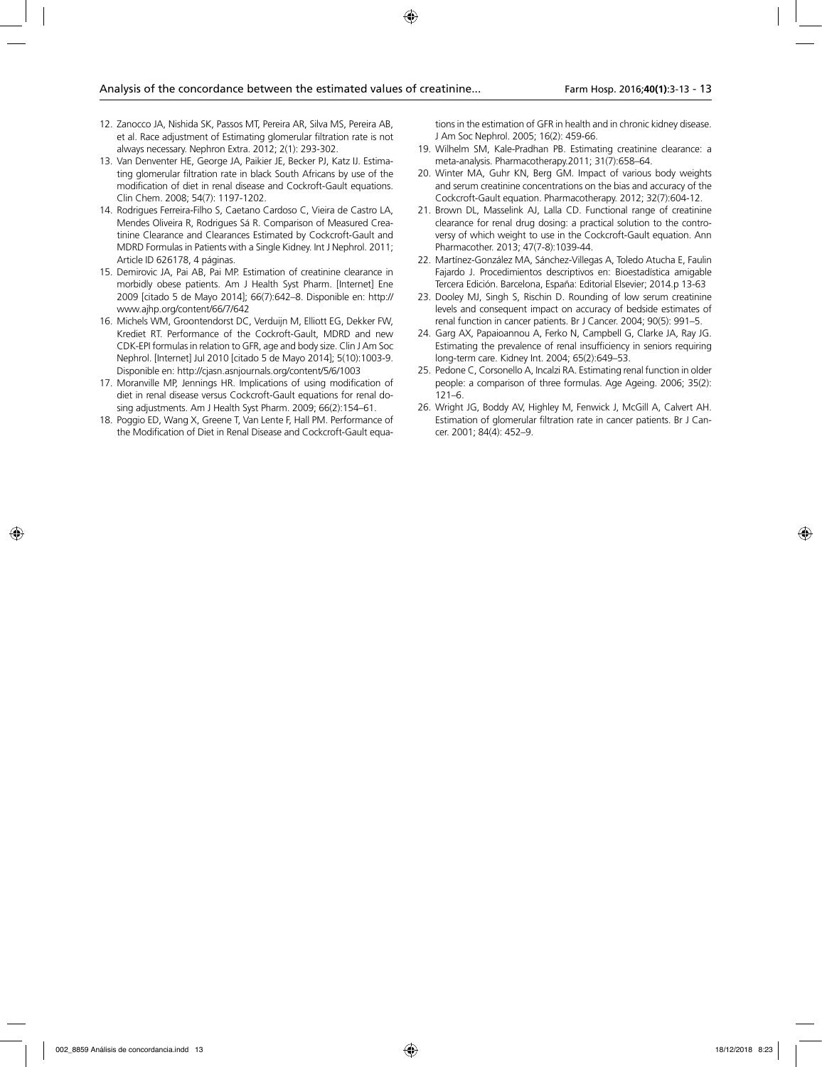12. Zanocco JA, Nishida SK, Passos MT, Pereira AR, Silva MS, Pereira AB, et al. Race adjustment of Estimating glomerular filtration rate is not always necessary. Nephron Extra. 2012; 2(1): 293-302.
13. Van Denventer HE, George JA, Paikier JE, Becker PJ, Katz IJ. Estimating glomerular filtration rate in black South Africans by use of the modification of diet in renal disease and Cockroft-Gault equations. Clin Chem. 2008; 54(7): 1197-1202.
14. Rodrigues Ferreira-Filho S, Caetano Cardoso C, Vieira de Castro LA, Mendes Oliveira R, Rodrigues Sá R. Comparison of Measured Creatinine Clearance and Clearances Estimated by Cockcroft-Gault and MDRD Formulas in Patients with a Single Kidney. Int J Nephrol. 2011; Article ID 626178, 4 páginas.
15. Demirovic JA, Pai AB, Pai MP. Estimation of creatinine clearance in morbidly obese patients. Am J Health Syst Pharm. [Internet] Ene 2009 [citado 5 de Mayo 2014]; 66(7):642–8. Disponible en: http://www.ajhp.org/content/66/7/642
16. Michels WM, Groontendorst DC, Verduijn M, Elliott EG, Dekker FW, Krediet RT. Performance of the Cockroft-Gault, MDRD and new CDK-EPI formulas in relation to GFR, age and body size. Clin J Am Soc Nephrol. [Internet] Jul 2010 [citado 5 de Mayo 2014]; 5(10):1003-9. Disponible en: http://cjasn.asnjournals.org/content/5/6/1003
17. Moranville MP, Jennings HR. Implications of using modification of diet in renal disease versus Cockcroft-Gault equations for renal dosing adjustments. Am J Health Syst Pharm. 2009; 66(2):154–61.
18. Poggio ED, Wang X, Greene T, Van Lente F, Hall PM. Performance of the Modification of Diet in Renal Disease and Cockcroft-Gault equations in the estimation of GFR in health and in chronic kidney disease. J Am Soc Nephrol. 2005; 16(2): 459-66.
19. Wilhelm SM, Kale-Pradhan PB. Estimating creatinine clearance: a meta-analysis. Pharmacotherapy.2011; 31(7):658–64.
20. Winter MA, Guhr KN, Berg GM. Impact of various body weights and serum creatinine concentrations on the bias and accuracy of the Cockcroft-Gault equation. Pharmacotherapy. 2012; 32(7):604-12.
21. Brown DL, Masselink AJ, Lalla CD. Functional range of creatinine clearance for renal drug dosing: a practical solution to the controversy of which weight to use in the Cockcroft-Gault equation. Ann Pharmacother. 2013; 47(7-8):1039-44.
22. Martínez-González MA, Sánchez-Villegas A, Toledo Atucha E, Faulin Fajardo J. Procedimientos descriptivos en: Bioestadística amigable Tercera Edición. Barcelona, España: Editorial Elsevier; 2014.p 13-63
23. Dooley MJ, Singh S, Rischin D. Rounding of low serum creatinine levels and consequent impact on accuracy of bedside estimates of renal function in cancer patients. Br J Cancer. 2004; 90(5): 991–5.
24. Garg AX, Papaioannou A, Ferko N, Campbell G, Clarke JA, Ray JG. Estimating the prevalence of renal insufficiency in seniors requiring long-term care. Kidney Int. 2004; 65(2):649–53.
25. Pedone C, Corsonello A, Incalzi RA. Estimating renal function in older people: a comparison of three formulas. Age Ageing. 2006; 35(2): 121–6.
26. Wright JG, Boddy AV, Highley M, Fenwick J, McGill A, Calvert AH. Estimation of glomerular filtration rate in cancer patients. Br J Cancer. 2001; 84(4): 452–9.